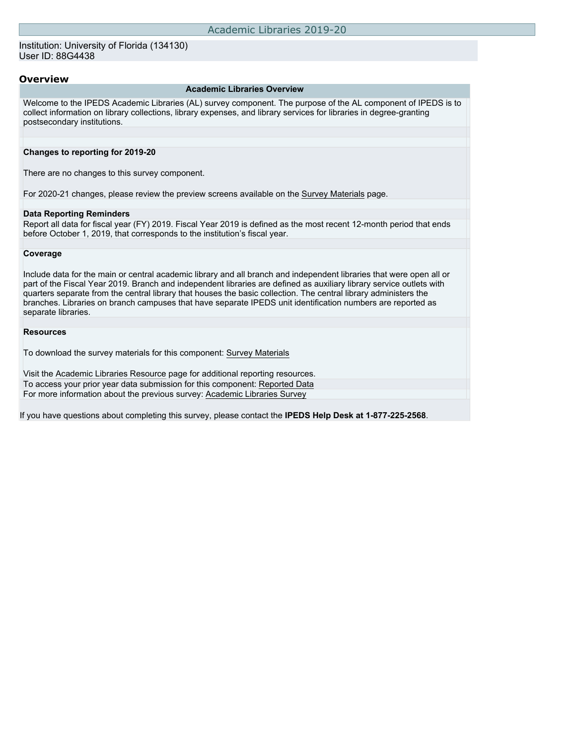# Academic Libraries 2019-20

Institution: University of Florida (134130)
User ID: 88G4438

## Overview

### Academic Libraries Overview

Welcome to the IPEDS Academic Libraries (AL) survey component. The purpose of the AL component of IPEDS is to collect information on library collections, library expenses, and library services for libraries in degree-granting postsecondary institutions.

**Changes to reporting for 2019-20**

There are no changes to this survey component.

For 2020-21 changes, please review the preview screens available on the Survey Materials page.

**Data Reporting Reminders**

Report all data for fiscal year (FY) 2019. Fiscal Year 2019 is defined as the most recent 12-month period that ends before October 1, 2019, that corresponds to the institution's fiscal year.

**Coverage**

Include data for the main or central academic library and all branch and independent libraries that were open all or part of the Fiscal Year 2019. Branch and independent libraries are defined as auxiliary library service outlets with quarters separate from the central library that houses the basic collection. The central library administers the branches. Libraries on branch campuses that have separate IPEDS unit identification numbers are reported as separate libraries.

**Resources**

To download the survey materials for this component: Survey Materials

Visit the Academic Libraries Resource page for additional reporting resources.

To access your prior year data submission for this component: Reported Data

For more information about the previous survey: Academic Libraries Survey

If you have questions about completing this survey, please contact the **IPEDS Help Desk at 1-877-225-2568**.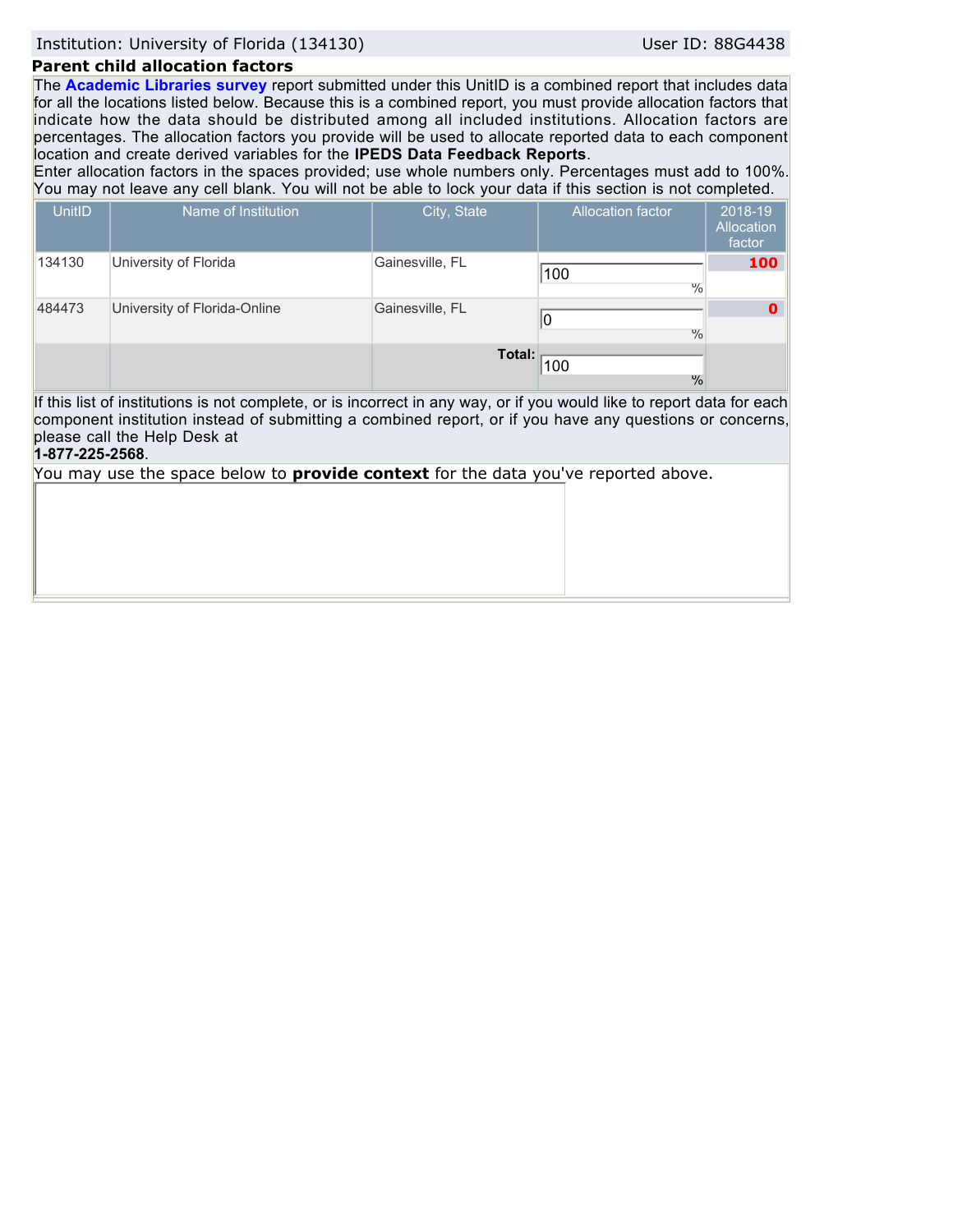Institution: University of Florida (134130) User ID: 88G4438

## Parent child allocation factors

The **Academic Libraries survey** report submitted under this UnitID is a combined report that includes data for all the locations listed below. Because this is a combined report, you must provide allocation factors that indicate how the data should be distributed among all included institutions. Allocation factors are percentages. The allocation factors you provide will be used to allocate reported data to each component location and create derived variables for the **IPEDS Data Feedback Reports**.

Enter allocation factors in the spaces provided; use whole numbers only. Percentages must add to 100%. You may not leave any cell blank. You will not be able to lock your data if this section is not completed.

| UnitID | Name of Institution | City, State | Allocation factor | 2018-19 Allocation factor |
|---|---|---|---|---|
| 134130 | University of Florida | Gainesville, FL | 100 % | 100 |
| 484473 | University of Florida-Online | Gainesville, FL | 0 % | 0 |
| | | Total: | 100 % | |

If this list of institutions is not complete, or is incorrect in any way, or if you would like to report data for each component institution instead of submitting a combined report, or if you have any questions or concerns, please call the Help Desk at
**1-877-225-2568**.

You may use the space below to **provide context** for the data you've reported above.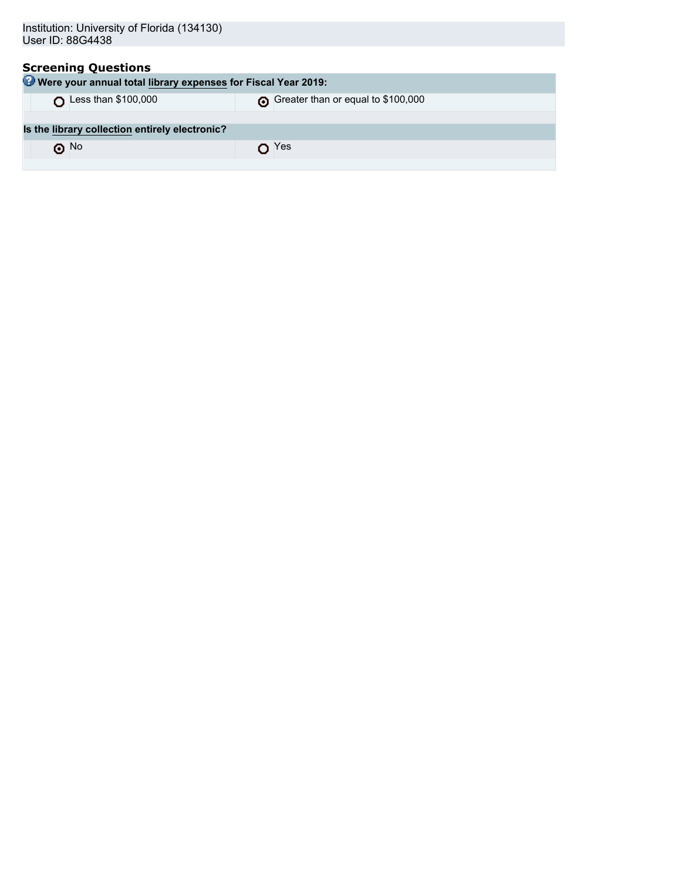Institution: University of Florida (134130)
User ID: 88G4438

## Screening Questions

**Were your annual total library expenses for Fiscal Year 2019:**

| | |
|---|---|
| ○ Less than $100,000 | ◉ Greater than or equal to $100,000 |

**Is the library collection entirely electronic?**

| | |
|---|---|
| ◉ No | ○ Yes |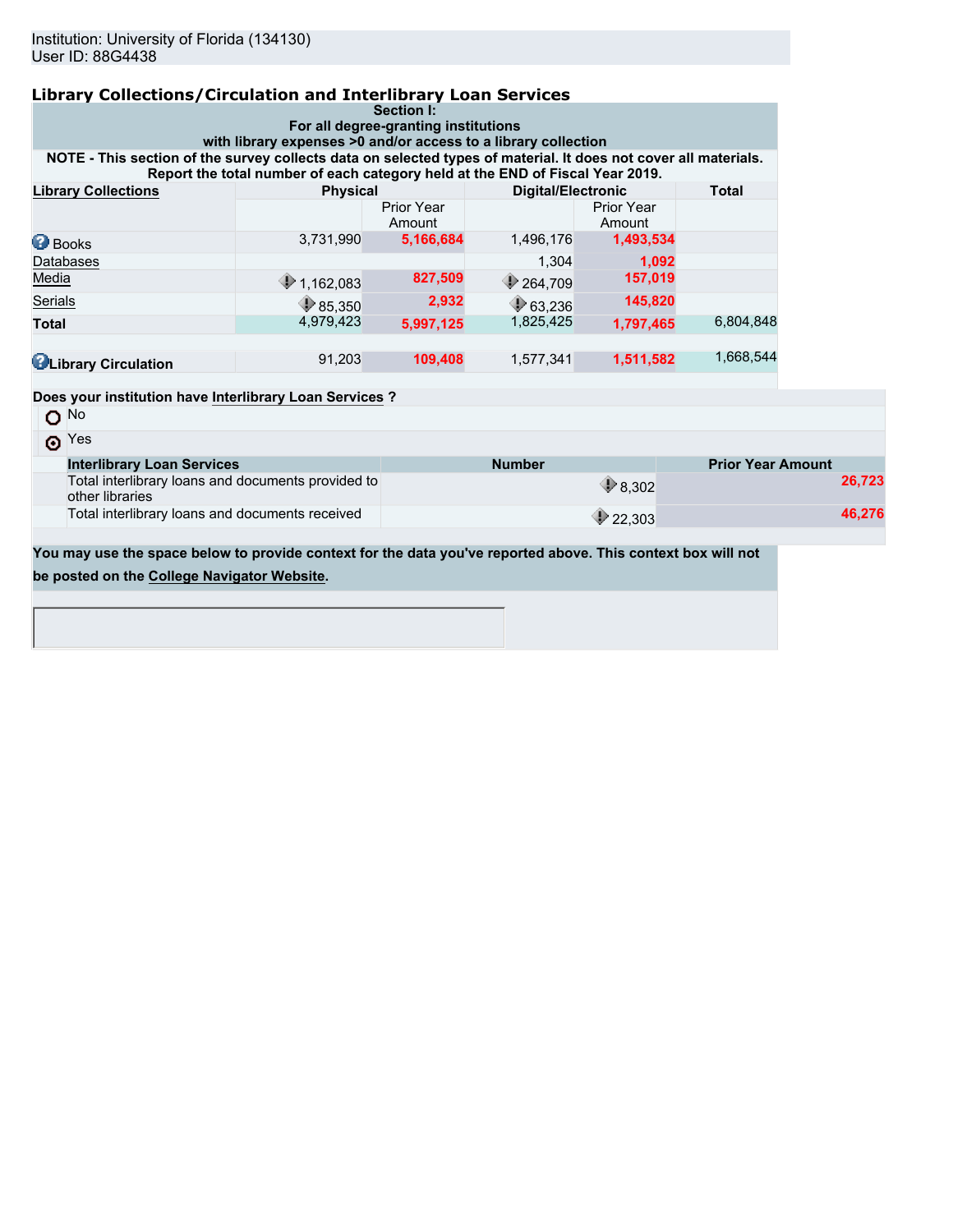Institution: University of Florida (134130)
User ID: 88G4438

## Library Collections/Circulation and Interlibrary Loan Services

**Section I:**
**For all degree-granting institutions with library expenses >0 and/or access to a library collection**

**NOTE - This section of the survey collects data on selected types of material. It does not cover all materials. Report the total number of each category held at the END of Fiscal Year 2019.**

| Library Collections | Physical | | Digital/Electronic | | Total |
|---|---|---|---|---|---|
| | | Prior Year Amount | | Prior Year Amount | |
| Books | 3,731,990 | **5,166,684** | 1,496,176 | **1,493,534** | |
| Databases | | | 1,304 | **1,092** | |
| Media | 1,162,083 | **827,509** | 264,709 | **157,019** | |
| Serials | 85,350 | **2,932** | 63,236 | **145,820** | |
| **Total** | 4,979,423 | **5,997,125** | 1,825,425 | **1,797,465** | 6,804,848 |
| | | | | | |
| **Library Circulation** | 91,203 | **109,408** | 1,577,341 | **1,511,582** | 1,668,544 |

**Does your institution have Interlibrary Loan Services ?**

- ○ No
- ⊙ Yes

| Interlibrary Loan Services | Number | Prior Year Amount |
|---|---|---|
| Total interlibrary loans and documents provided to other libraries | 8,302 | **26,723** |
| Total interlibrary loans and documents received | 22,303 | **46,276** |

**You may use the space below to provide context for the data you've reported above. This context box will not be posted on the College Navigator Website.**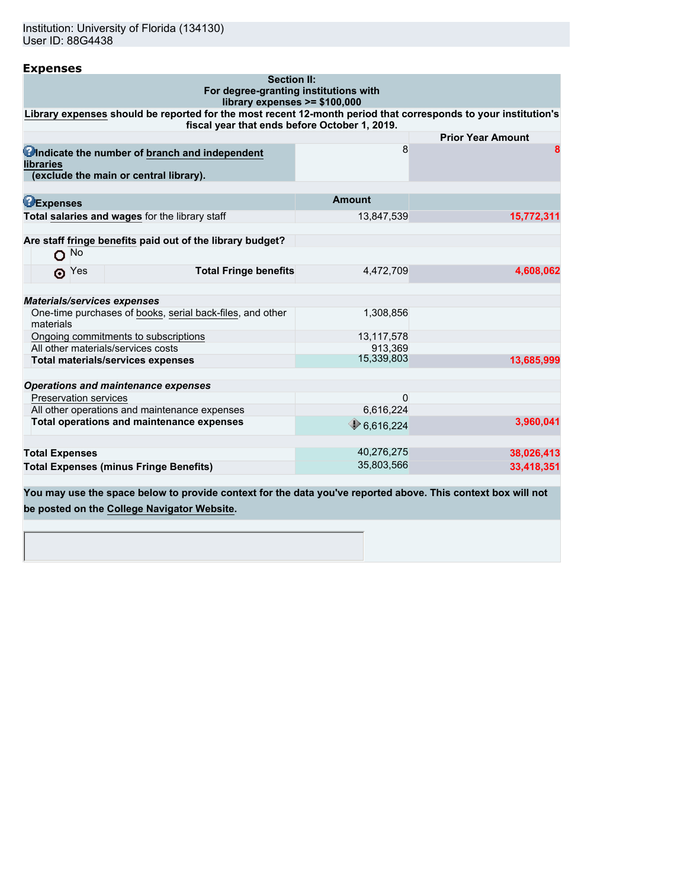Institution: University of Florida (134130)
User ID: 88G4438

## Expenses

| Section II: For degree-granting institutions with library expenses >= $100,000 | | |
|---|---|---|
| **Library expenses should be reported for the most recent 12-month period that corresponds to your institution's fiscal year that ends before October 1, 2019.** | | |
| | | **Prior Year Amount** |
| **Indicate the number of branch and independent libraries (exclude the main or central library).** | 8 | 8 |
| **Expenses** | **Amount** | |
| **Total salaries and wages** for the library staff | 13,847,539 | 15,772,311 |
| **Are staff fringe benefits paid out of the library budget?** | | |
| No | | |
| ◉ Yes — **Total Fringe benefits** | 4,472,709 | 4,608,062 |
| ***Materials/services expenses*** | | |
| One-time purchases of books, serial back-files, and other materials | 1,308,856 | |
| Ongoing commitments to subscriptions | 13,117,578 | |
| All other materials/services costs | 913,369 | |
| **Total materials/services expenses** | 15,339,803 | 13,685,999 |
| ***Operations and maintenance expenses*** | | |
| Preservation services | 0 | |
| All other operations and maintenance expenses | 6,616,224 | |
| **Total operations and maintenance expenses** | 6,616,224 | 3,960,041 |
| **Total Expenses** | 40,276,275 | 38,026,413 |
| **Total Expenses (minus Fringe Benefits)** | 35,803,566 | 33,418,351 |

**You may use the space below to provide context for the data you've reported above. This context box will not be posted on the College Navigator Website.**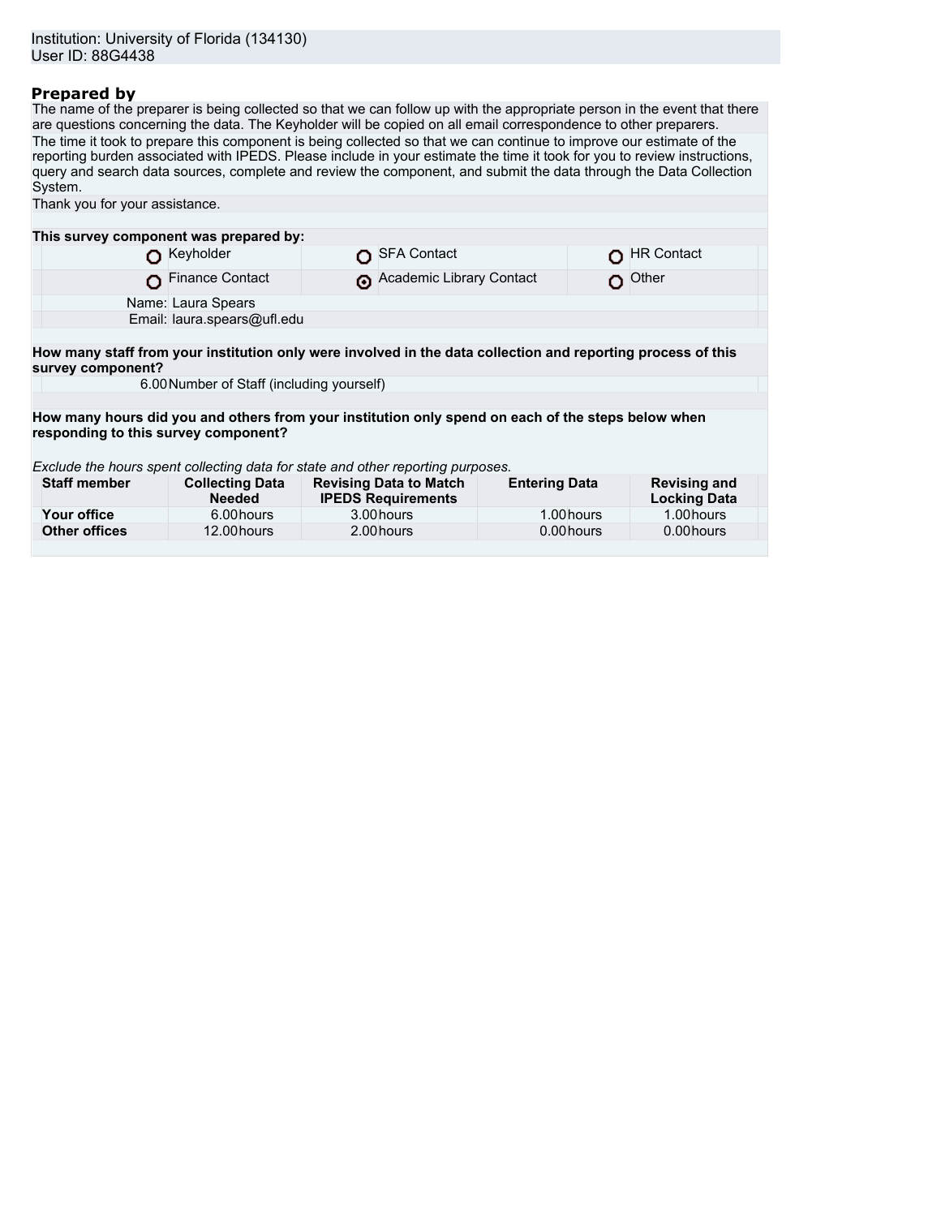Institution: University of Florida (134130)
User ID: 88G4438

## Prepared by

The name of the preparer is being collected so that we can follow up with the appropriate person in the event that there are questions concerning the data. The Keyholder will be copied on all email correspondence to other preparers.

The time it took to prepare this component is being collected so that we can continue to improve our estimate of the reporting burden associated with IPEDS. Please include in your estimate the time it took for you to review instructions, query and search data sources, complete and review the component, and submit the data through the Data Collection System.

Thank you for your assistance.

**This survey component was prepared by:**

| | | |
|---|---|---|
| ○ Keyholder | ○ SFA Contact | ○ HR Contact |
| ○ Finance Contact | ⦿ Academic Library Contact | ○ Other |

Name: Laura Spears
Email: laura.spears@ufl.edu

**How many staff from your institution only were involved in the data collection and reporting process of this survey component?**

6.00 Number of Staff (including yourself)

**How many hours did you and others from your institution only spend on each of the steps below when responding to this survey component?**

*Exclude the hours spent collecting data for state and other reporting purposes.*

| Staff member | Collecting Data Needed | Revising Data to Match IPEDS Requirements | Entering Data | Revising and Locking Data |
|---|---|---|---|---|
| **Your office** | 6.00 hours | 3.00 hours | 1.00 hours | 1.00 hours |
| **Other offices** | 12.00 hours | 2.00 hours | 0.00 hours | 0.00 hours |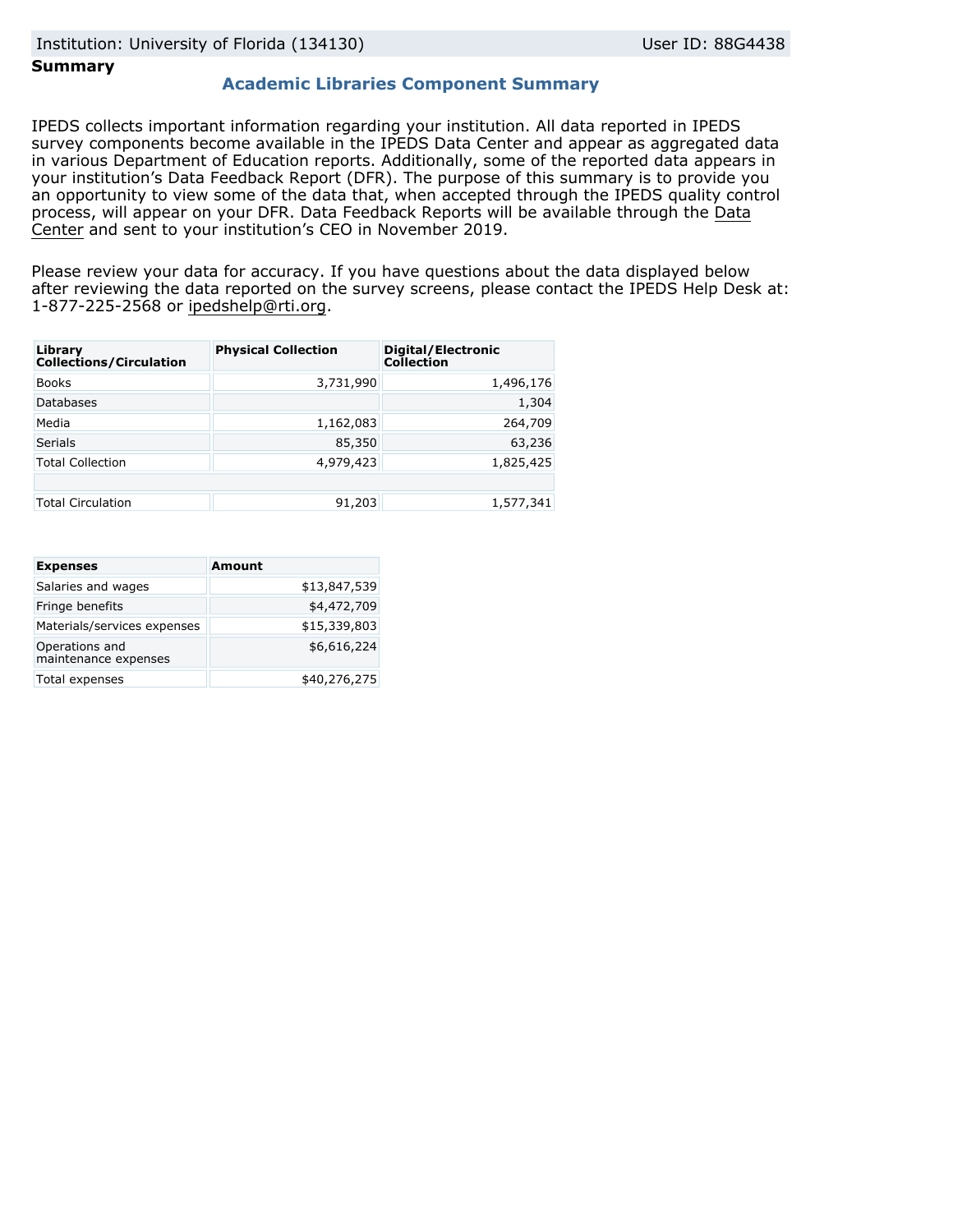Institution: University of Florida (134130) User ID: 88G4438

**Summary**

## Academic Libraries Component Summary

IPEDS collects important information regarding your institution. All data reported in IPEDS survey components become available in the IPEDS Data Center and appear as aggregated data in various Department of Education reports. Additionally, some of the reported data appears in your institution's Data Feedback Report (DFR). The purpose of this summary is to provide you an opportunity to view some of the data that, when accepted through the IPEDS quality control process, will appear on your DFR. Data Feedback Reports will be available through the Data Center and sent to your institution's CEO in November 2019.

Please review your data for accuracy. If you have questions about the data displayed below after reviewing the data reported on the survey screens, please contact the IPEDS Help Desk at: 1-877-225-2568 or ipedshelp@rti.org.

| Library Collections/Circulation | Physical Collection | Digital/Electronic Collection |
|---|---|---|
| Books | 3,731,990 | 1,496,176 |
| Databases | | 1,304 |
| Media | 1,162,083 | 264,709 |
| Serials | 85,350 | 63,236 |
| Total Collection | 4,979,423 | 1,825,425 |
| | | |
| Total Circulation | 91,203 | 1,577,341 |

| Expenses | Amount |
|---|---|
| Salaries and wages | $13,847,539 |
| Fringe benefits | $4,472,709 |
| Materials/services expenses | $15,339,803 |
| Operations and maintenance expenses | $6,616,224 |
| Total expenses | $40,276,275 |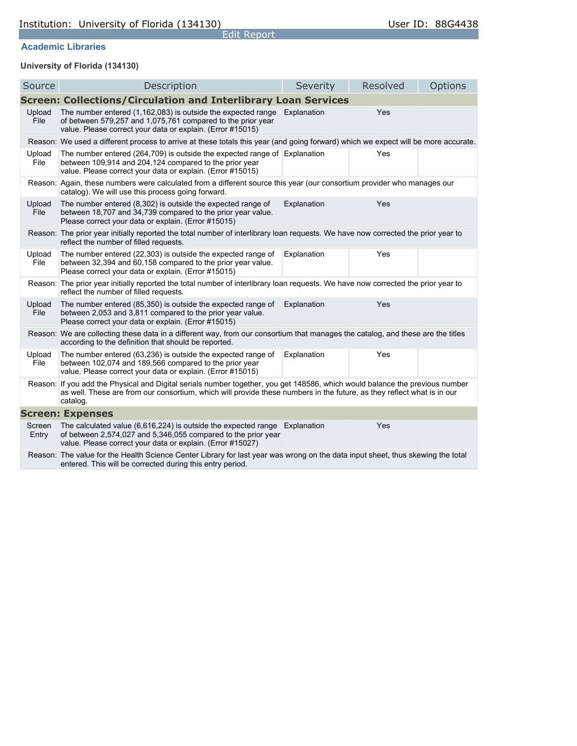Institution: University of Florida (134130) User ID: 88G4438

Edit Report

## Academic Libraries

**University of Florida (134130)**

| Source | Description | Severity | Resolved | Options |
|---|---|---|---|---|
| **Screen: Collections/Circulation and Interlibrary Loan Services** | | | | |
| Upload File | The number entered (1,162,083) is outside the expected range of between 579,257 and 1,075,761 compared to the prior year value. Please correct your data or explain. (Error #15015) | Explanation | Yes | |
| Reason: | We used a different process to arrive at these totals this year (and going forward) which we expect will be more accurate. | | | |
| Upload File | The number entered (264,709) is outside the expected range of between 109,914 and 204,124 compared to the prior year value. Please correct your data or explain. (Error #15015) | Explanation | Yes | |
| Reason: | Again, these numbers were calculated from a different source this year (our consortium provider who manages our catalog). We will use this process going forward. | | | |
| Upload File | The number entered (8,302) is outside the expected range of between 18,707 and 34,739 compared to the prior year value. Please correct your data or explain. (Error #15015) | Explanation | Yes | |
| Reason: | The prior year initially reported the total number of interlibrary loan requests. We have now corrected the prior year to reflect the number of filled requests. | | | |
| Upload File | The number entered (22,303) is outside the expected range of between 32,394 and 60,158 compared to the prior year value. Please correct your data or explain. (Error #15015) | Explanation | Yes | |
| Reason: | The prior year initially reported the total number of interlibrary loan requests. We have now corrected the prior year to reflect the number of filled requests. | | | |
| Upload File | The number entered (85,350) is outside the expected range of between 2,053 and 3,811 compared to the prior year value. Please correct your data or explain. (Error #15015) | Explanation | Yes | |
| Reason: | We are collecting these data in a different way, from our consortium that manages the catalog, and these are the titles according to the definition that should be reported. | | | |
| Upload File | The number entered (63,236) is outside the expected range of between 102,074 and 189,566 compared to the prior year value. Please correct your data or explain. (Error #15015) | Explanation | Yes | |
| Reason: | If you add the Physical and Digital serials number together, you get 148586, which would balance the previous number as well. These are from our consortium, which will provide these numbers in the future, as they reflect what is in our catalog. | | | |
| **Screen: Expenses** | | | | |
| Screen Entry | The calculated value (6,616,224) is outside the expected range of between 2,574,027 and 5,346,055 compared to the prior year value. Please correct your data or explain. (Error #15027) | Explanation | Yes | |
| Reason: | The value for the Health Science Center Library for last year was wrong on the data input sheet, thus skewing the total entered. This will be corrected during this entry period. | | | |